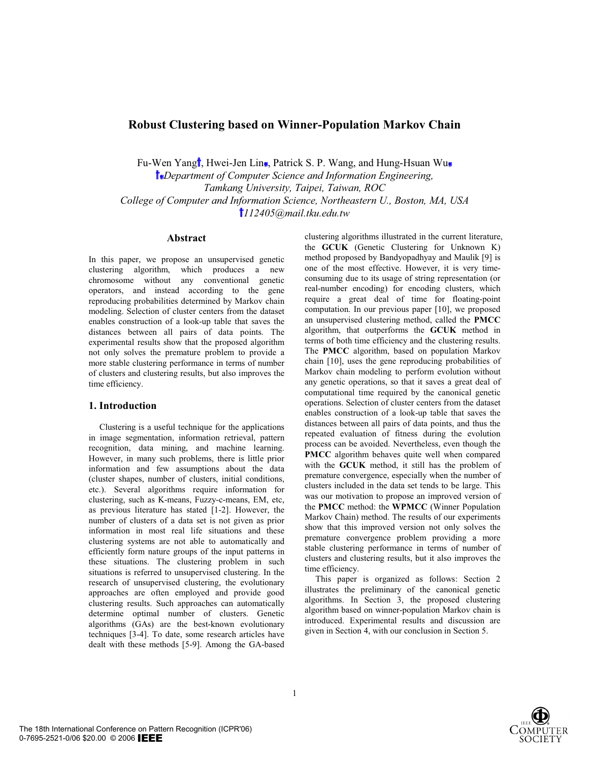# Robust Clustering based on Winner-Population Markov Chain

Fu-Wen Yang[†], Hwei-Jen Lin[■], Patrick S. P. Wang, and Hung-Hsuan Wu[■]

[†■]*Department of Computer Science and Information Engineering, Tamkang University, Taipei, Taiwan, ROC*

*College of Computer and Information Science, Northeastern U., Boston, MA, USA*

[†]*112405@mail.tku.edu.tw*

## Abstract

In this paper, we propose an unsupervised genetic clustering algorithm, which produces a new chromosome without any conventional genetic operators, and instead according to the gene reproducing probabilities determined by Markov chain modeling. Selection of cluster centers from the dataset enables construction of a look-up table that saves the distances between all pairs of data points. The experimental results show that the proposed algorithm not only solves the premature problem to provide a more stable clustering performance in terms of number of clusters and clustering results, but also improves the time efficiency.

## 1. Introduction

Clustering is a useful technique for the applications in image segmentation, information retrieval, pattern recognition, data mining, and machine learning. However, in many such problems, there is little prior information and few assumptions about the data (cluster shapes, number of clusters, initial conditions, etc.). Several algorithms require information for clustering, such as K-means, Fuzzy-c-means, EM, etc, as previous literature has stated [1-2]. However, the number of clusters of a data set is not given as prior information in most real life situations and these clustering systems are not able to automatically and efficiently form nature groups of the input patterns in these situations. The clustering problem in such situations is referred to unsupervised clustering. In the research of unsupervised clustering, the evolutionary approaches are often employed and provide good clustering results. Such approaches can automatically determine optimal number of clusters. Genetic algorithms (GAs) are the best-known evolutionary techniques [3-4]. To date, some research articles have dealt with these methods [5-9]. Among the GA-based clustering algorithms illustrated in the current literature, the **GCUK** (Genetic Clustering for Unknown K) method proposed by Bandyopadhyay and Maulik [9] is one of the most effective. However, it is very time-consuming due to its usage of string representation (or real-number encoding) for encoding clusters, which require a great deal of time for floating-point computation. In our previous paper [10], we proposed an unsupervised clustering method, called the **PMCC** algorithm, that outperforms the **GCUK** method in terms of both time efficiency and the clustering results. The **PMCC** algorithm, based on population Markov chain [10], uses the gene reproducing probabilities of Markov chain modeling to perform evolution without any genetic operations, so that it saves a great deal of computational time required by the canonical genetic operations. Selection of cluster centers from the dataset enables construction of a look-up table that saves the distances between all pairs of data points, and thus the repeated evaluation of fitness during the evolution process can be avoided. Nevertheless, even though the **PMCC** algorithm behaves quite well when compared with the **GCUK** method, it still has the problem of premature convergence, especially when the number of clusters included in the data set tends to be large. This was our motivation to propose an improved version of the **PMCC** method: the **WPMCC** (Winner Population Markov Chain) method. The results of our experiments show that this improved version not only solves the premature convergence problem providing a more stable clustering performance in terms of number of clusters and clustering results, but it also improves the time efficiency.

This paper is organized as follows: Section 2 illustrates the preliminary of the canonical genetic algorithms. In Section 3, the proposed clustering algorithm based on winner-population Markov chain is introduced. Experimental results and discussion are given in Section 4, with our conclusion in Section 5.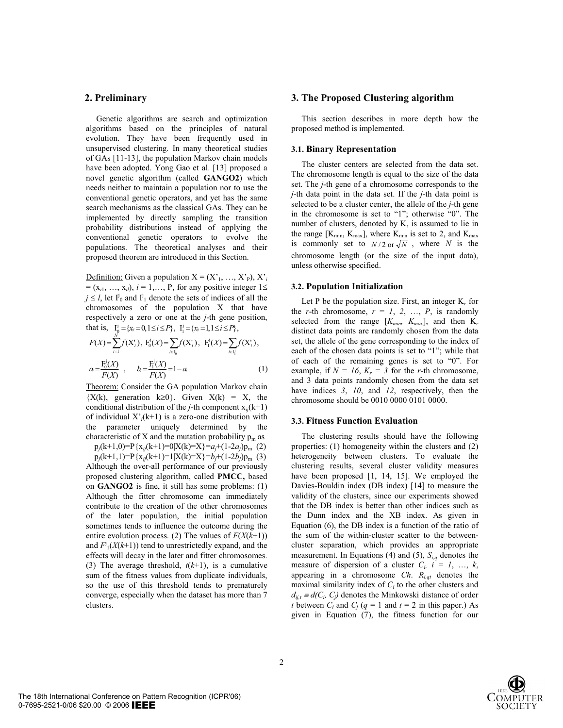## 2. Preliminary

Genetic algorithms are search and optimization algorithms based on the principles of natural evolution. They have been frequently used in unsupervised clustering. In many theoretical studies of GAs [11-13], the population Markov chain models have been adopted. Yong Gao et al. [13] proposed a novel genetic algorithm (called **GANGO2**) which needs neither to maintain a population nor to use the conventional genetic operators, and yet has the same search mechanisms as the classical GAs. They can be implemented by directly sampling the transition probability distributions instead of applying the conventional genetic operators to evolve the populations. The theoretical analyses and their proposed theorem are introduced in this Section.

Definition: Given a population $X = (X'_1, \ldots, X'_P)$, $X'_i = (x_{i1}, \ldots, x_{il})$, $i = 1, \ldots, P$, for any positive integer $1 \leq j \leq l$, let $I^j_0$ and $I^j_1$ denote the sets of indices of all the chromosomes of the population X that have respectively a zero or one at the $j$-th gene position, that is, $I^j_0 = \{x_{ij} = 0, 1 \leq i \leq P\}$, $I^j_1 = \{x_{ij} = 1, 1 \leq i \leq P\}$,

$$F(X) = \sum_{i=1}^{N} f(X'_i),\ F^j_0(X) = \sum_{i \in I^j_0} f(X'_i),\ F^j_1(X) = \sum_{i \in I^j_1} f(X'_i),$$

$$a_j = \frac{F^j_0(X)}{F(X)}\ ,\quad b_j = \frac{F^j_1(X)}{F(X)} = 1 - a_j \quad (1)$$

Theorem: Consider the GA population Markov chain $\{X(k),\ \text{generation}\ k \geq 0\}$. Given $X(k) = X$, the conditional distribution of the $j$-th component $x_{ij}(k+1)$ of individual $X'_i(k+1)$ is a zero-one distribution with the parameter uniquely determined by the characteristic of X and the mutation probability $p_m$ as

$$p_j(k+1,0) = P\{x_{ij}(k+1) = 0 | X(k) = X\} = a_j + (1-2a_j)p_m \quad (2)$$

$$p_j(k+1,1) = P\{x_{ij}(k+1) = 1 | X(k) = X\} = b_j + (1-2b_j)p_m \quad (3)$$

Although the over-all performance of our previously proposed clustering algorithm, called **PMCC,** based on **GANGO2** is fine, it still has some problems: (1) Although the fitter chromosome can immediately contribute to the creation of the other chromosomes of the later population, the initial population sometimes tends to influence the outcome during the entire evolution process. (2) The values of $F(X(k+1))$ and $F^j_1(X(k+1))$ tend to unrestrictedly expand, and the effects will decay in the later and fitter chromosomes. (3) The average threshold, $t(k+1)$, is a cumulative sum of the fitness values from duplicate individuals, so the use of this threshold tends to prematurely converge, especially when the dataset has more than 7 clusters.

## 3. The Proposed Clustering algorithm

This section describes in more depth how the proposed method is implemented.

### 3.1. Binary Representation

The cluster centers are selected from the data set. The chromosome length is equal to the size of the data set. The $j$-th gene of a chromosome corresponds to the $j$-th data point in the data set. If the $j$-th data point is selected to be a cluster center, the allele of the $j$-th gene in the chromosome is set to "1"; otherwise "0". The number of clusters, denoted by K, is assumed to lie in the range $[K_{min}, K_{max}]$, where $K_{min}$ is set to 2, and $K_{max}$ is commonly set to $N/2$ or $\sqrt{N}$, where $N$ is the chromosome length (or the size of the input data), unless otherwise specified.

### 3.2. Population Initialization

Let P be the population size. First, an integer $K_r$ for the $r$-th chromosome, $r = 1, 2, \ldots, P$, is randomly selected from the range $[K_{min}, K_{max}]$, and then $K_r$ distinct data points are randomly chosen from the data set, the allele of the gene corresponding to the index of each of the chosen data points is set to "1"; while that of each of the remaining genes is set to "0". For example, if $N = 16$, $K_r = 3$ for the $r$-th chromosome, and 3 data points randomly chosen from the data set have indices $3$, $10$, and $12$, respectively, then the chromosome should be 0010 0000 0101 0000.

### 3.3. Fitness Function Evaluation

The clustering results should have the following properties: (1) homogeneity within the clusters and (2) heterogeneity between clusters. To evaluate the clustering results, several cluster validity measures have been proposed [1, 14, 15]. We employed the Davies-Bouldin index (DB index) [14] to measure the validity of the clusters, since our experiments showed that the DB index is better than other indices such as the Dunn index and the XB index. As given in Equation (6), the DB index is a function of the ratio of the sum of the within-cluster scatter to the between-cluster separation, which provides an appropriate measurement. In Equations (4) and (5), $S_{i,q}$ denotes the measure of dispersion of a cluster $C_i$, $i = 1, \ldots, k$, appearing in a chromosome $Ch$. $R_{i,qt}$ denotes the maximal similarity index of $C_i$ to the other clusters and $d_{ij,t} \equiv d(C_i, C_j)$ denotes the Minkowski distance of order $t$ between $C_i$ and $C_j$ ($q = 1$ and $t = 2$ in this paper.) As given in Equation (7), the fitness function for our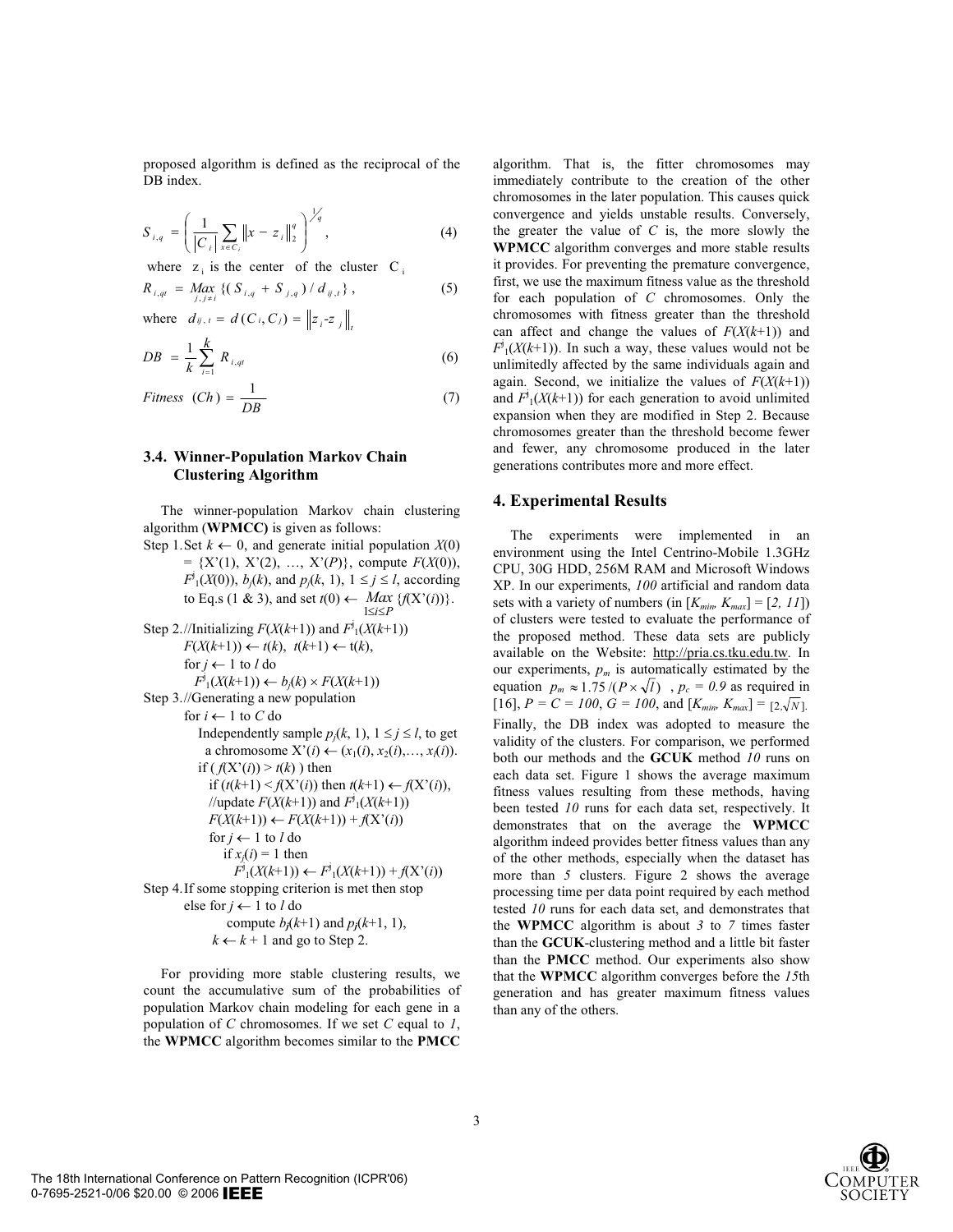proposed algorithm is defined as the reciprocal of the DB index.

$$S_{i,q} = \left( \frac{1}{|C_i|} \sum_{x \in C_i} \| x - z_i \|_2^q \right)^{1/q}, \tag{4}$$

where $z_i$ is the center of the cluster $C_i$

$$R_{i,qt} = \underset{j, j \neq i}{Max} \{ (S_{i,q} + S_{j,q}) / d_{ij,t} \}, \tag{5}$$

where $d_{ij,t} = d(C_i, C_j) = \| z_i - z_j \|_t$

$$DB = \frac{1}{k} \sum_{i=1}^{k} R_{i,qt} \tag{6}$$

$$Fitness\ (Ch) = \frac{1}{DB} \tag{7}$$

### 3.4. Winner-Population Markov Chain Clustering Algorithm

The winner-population Markov chain clustering algorithm (**WPMCC)** is given as follows:

Step 1. Set $k \leftarrow 0$, and generate initial population $X(0) = \{X'(1), X'(2), \ldots, X'(P)\}$, compute $F(X(0))$, $F^{\natural}_1(X(0))$, $b_j(k)$, and $p_j(k, 1)$, $1 \le j \le l$, according to Eq.s (1 & 3), and set $t(0) \leftarrow \underset{1 \le i \le P}{Max} \{f(X'(i))\}$.

Step 2. //Initializing $F(X(k+1))$ and $F^{\natural}_1(X(k+1))$
$F(X(k+1)) \leftarrow t(k)$, $t(k+1) \leftarrow t(k)$,
for $j \leftarrow 1$ to $l$ do
$F^{\natural}_1(X(k+1)) \leftarrow b_j(k) \times F(X(k+1))$

Step 3. //Generating a new population
for $i \leftarrow 1$ to $C$ do
Independently sample $p_j(k, 1)$, $1 \le j \le l$, to get a chromosome $X'(i) \leftarrow (x_1(i), x_2(i), \ldots, x_l(i))$.
if ( $f(X'(i)) > t(k)$ ) then
if ($t(k+1) < f(X'(i))$) then $t(k+1) \leftarrow f(X'(i))$,
//update $F(X(k+1))$ and $F^{\natural}_1(X(k+1))$
$F(X(k+1)) \leftarrow F(X(k+1)) + f(X'(i))$
for $j \leftarrow 1$ to $l$ do
if $x_j(i) = 1$ then
$F^{\natural}_1(X(k+1)) \leftarrow F^{\natural}_1(X(k+1)) + f(X'(i))$

Step 4. If some stopping criterion is met then stop
else for $j \leftarrow 1$ to $l$ do
compute $b_j(k+1)$ and $p_j(k+1, 1)$,
$k \leftarrow k + 1$ and go to Step 2.

For providing more stable clustering results, we count the accumulative sum of the probabilities of population Markov chain modeling for each gene in a population of $C$ chromosomes. If we set $C$ equal to *1*, the **WPMCC** algorithm becomes similar to the **PMCC** algorithm. That is, the fitter chromosomes may immediately contribute to the creation of the other chromosomes in the later population. This causes quick convergence and yields unstable results. Conversely, the greater the value of $C$ is, the more slowly the **WPMCC** algorithm converges and more stable results it provides. For preventing the premature convergence, first, we use the maximum fitness value as the threshold for each population of $C$ chromosomes. Only the chromosomes with fitness greater than the threshold can affect and change the values of $F(X(k+1))$ and $F^{\natural}_1(X(k+1))$. In such a way, these values would not be unlimitedly affected by the same individuals again and again. Second, we initialize the values of $F(X(k+1))$ and $F^{\natural}_1(X(k+1))$ for each generation to avoid unlimited expansion when they are modified in Step 2. Because chromosomes greater than the threshold become fewer and fewer, any chromosome produced in the later generations contributes more and more effect.

## 4. Experimental Results

The experiments were implemented in an environment using the Intel Centrino-Mobile 1.3GHz CPU, 30G HDD, 256M RAM and Microsoft Windows XP. In our experiments, *100* artificial and random data sets with a variety of numbers (in $[K_{min}, K_{max}] = [2, 11]$) of clusters were tested to evaluate the performance of the proposed method. These data sets are publicly available on the Website: http://pria.cs.tku.edu.tw. In our experiments, $p_m$ is automatically estimated by the equation $p_m \approx 1.75 / (P \times \sqrt{l})$, $p_c = 0.9$ as required in [16], $P = C = 100$, $G = 100$, and $[K_{min}, K_{max}] = [2, \sqrt{N}]$. Finally, the DB index was adopted to measure the validity of the clusters. For comparison, we performed both our methods and the **GCUK** method *10* runs on each data set. Figure 1 shows the average maximum fitness values resulting from these methods, having been tested *10* runs for each data set, respectively. It demonstrates that on the average the **WPMCC** algorithm indeed provides better fitness values than any of the other methods, especially when the dataset has more than *5* clusters. Figure 2 shows the average processing time per data point required by each method tested *10* runs for each data set, and demonstrates that the **WPMCC** algorithm is about *3* to *7* times faster than the **GCUK**-clustering method and a little bit faster than the **PMCC** method. Our experiments also show that the **WPMCC** algorithm converges before the *15*th generation and has greater maximum fitness values than any of the others.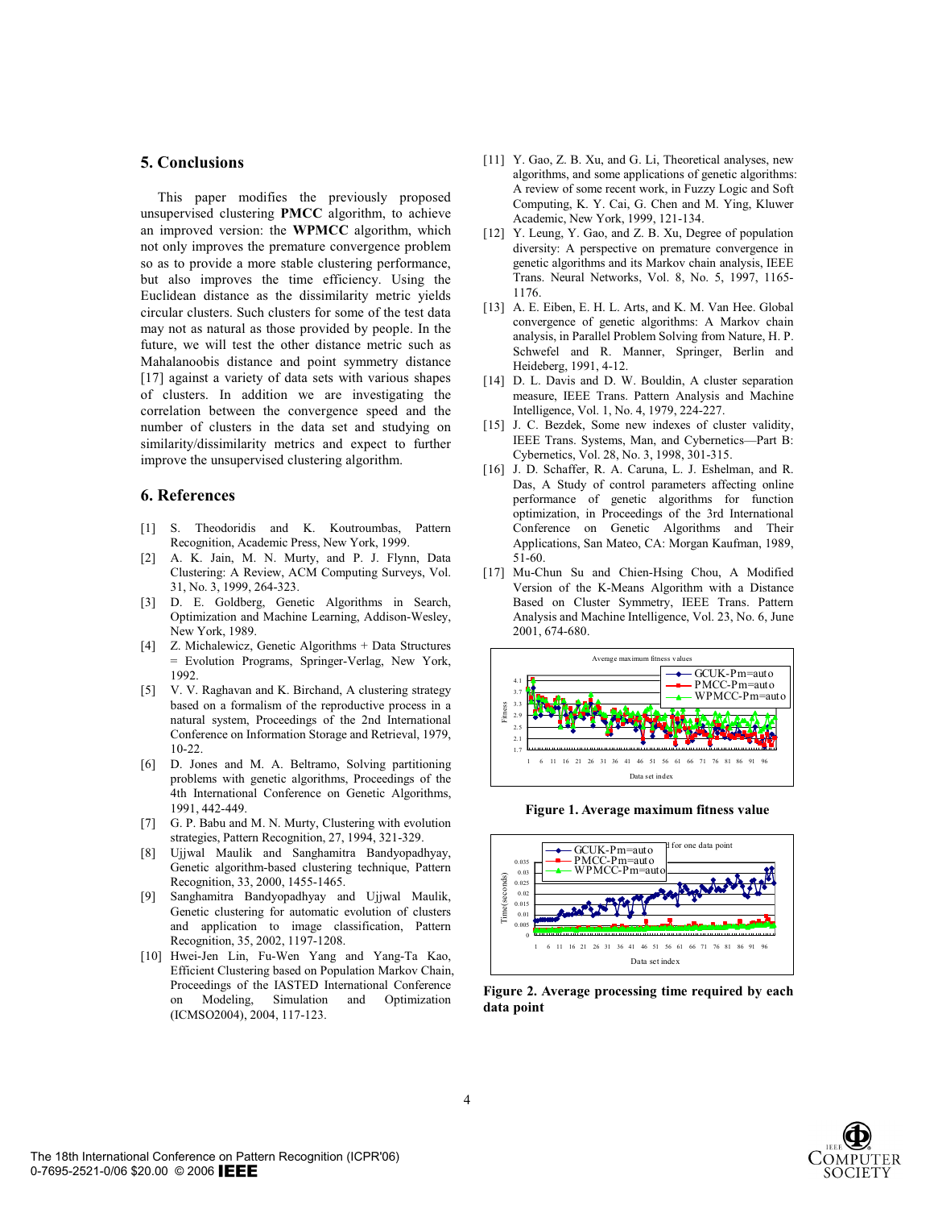## 5. Conclusions

This paper modifies the previously proposed unsupervised clustering **PMCC** algorithm, to achieve an improved version: the **WPMCC** algorithm, which not only improves the premature convergence problem so as to provide a more stable clustering performance, but also improves the time efficiency. Using the Euclidean distance as the dissimilarity metric yields circular clusters. Such clusters for some of the test data may not as natural as those provided by people. In the future, we will test the other distance metric such as Mahalanoobis distance and point symmetry distance [17] against a variety of data sets with various shapes of clusters. In addition we are investigating the correlation between the convergence speed and the number of clusters in the data set and studying on similarity/dissimilarity metrics and expect to further improve the unsupervised clustering algorithm.

## 6. References

[1] S. Theodoridis and K. Koutroumbas, Pattern Recognition, Academic Press, New York, 1999.

[2] A. K. Jain, M. N. Murty, and P. J. Flynn, Data Clustering: A Review, ACM Computing Surveys, Vol. 31, No. 3, 1999, 264-323.

[3] D. E. Goldberg, Genetic Algorithms in Search, Optimization and Machine Learning, Addison-Wesley, New York, 1989.

[4] Z. Michalewicz, Genetic Algorithms + Data Structures = Evolution Programs, Springer-Verlag, New York, 1992.

[5] V. V. Raghavan and K. Birchand, A clustering strategy based on a formalism of the reproductive process in a natural system, Proceedings of the 2nd International Conference on Information Storage and Retrieval, 1979, 10-22.

[6] D. Jones and M. A. Beltramo, Solving partitioning problems with genetic algorithms, Proceedings of the 4th International Conference on Genetic Algorithms, 1991, 442-449.

[7] G. P. Babu and M. N. Murty, Clustering with evolution strategies, Pattern Recognition, 27, 1994, 321-329.

[8] Ujjwal Maulik and Sanghamitra Bandyopadhyay, Genetic algorithm-based clustering technique, Pattern Recognition, 33, 2000, 1455-1465.

[9] Sanghamitra Bandyopadhyay and Ujjwal Maulik, Genetic clustering for automatic evolution of clusters and application to image classification, Pattern Recognition, 35, 2002, 1197-1208.

[10] Hwei-Jen Lin, Fu-Wen Yang and Yang-Ta Kao, Efficient Clustering based on Population Markov Chain, Proceedings of the IASTED International Conference on Modeling, Simulation and Optimization (ICMSO2004), 2004, 117-123.

[11] Y. Gao, Z. B. Xu, and G. Li, Theoretical analyses, new algorithms, and some applications of genetic algorithms: A review of some recent work, in Fuzzy Logic and Soft Computing, K. Y. Cai, G. Chen and M. Ying, Kluwer Academic, New York, 1999, 121-134.

[12] Y. Leung, Y. Gao, and Z. B. Xu, Degree of population diversity: A perspective on premature convergence in genetic algorithms and its Markov chain analysis, IEEE Trans. Neural Networks, Vol. 8, No. 5, 1997, 1165-1176.

[13] A. E. Eiben, E. H. L. Arts, and K. M. Van Hee. Global convergence of genetic algorithms: A Markov chain analysis, in Parallel Problem Solving from Nature, H. P. Schwefel and R. Manner, Springer, Berlin and Heideberg, 1991, 4-12.

[14] D. L. Davis and D. W. Bouldin, A cluster separation measure, IEEE Trans. Pattern Analysis and Machine Intelligence, Vol. 1, No. 4, 1979, 224-227.

[15] J. C. Bezdek, Some new indexes of cluster validity, IEEE Trans. Systems, Man, and Cybernetics—Part B: Cybernetics, Vol. 28, No. 3, 1998, 301-315.

[16] J. D. Schaffer, R. A. Caruna, L. J. Eshelman, and R. Das, A Study of control parameters affecting online performance of genetic algorithms for function optimization, in Proceedings of the 3rd International Conference on Genetic Algorithms and Their Applications, San Mateo, CA: Morgan Kaufman, 1989, 51-60.

[17] Mu-Chun Su and Chien-Hsing Chou, A Modified Version of the K-Means Algorithm with a Distance Based on Cluster Symmetry, IEEE Trans. Pattern Analysis and Machine Intelligence, Vol. 23, No. 6, June 2001, 674-680.

Average maximum fitness values

GCUK-Pm=auto
PMCC-Pm=auto
WPMCC-Pm=auto

Fitness

4.1
3.7
3.3
2.9
2.5
2.1
1.7

1 6 11 16 21 26 31 36 41 46 51 56 61 66 71 76 81 86 91 96

Data set index

**Figure 1. Average maximum fitness value**

d for one data point

GCUK-Pm=auto
PMCC-Pm=auto
WPMCC-Pm=auto

Time(seconds)

0.035
0.03
0.025
0.02
0.015
0.01
0.005
0

1 6 11 16 21 26 31 36 41 46 51 56 61 66 71 76 81 86 91 96

Data set index

**Figure 2. Average processing time required by each data point**